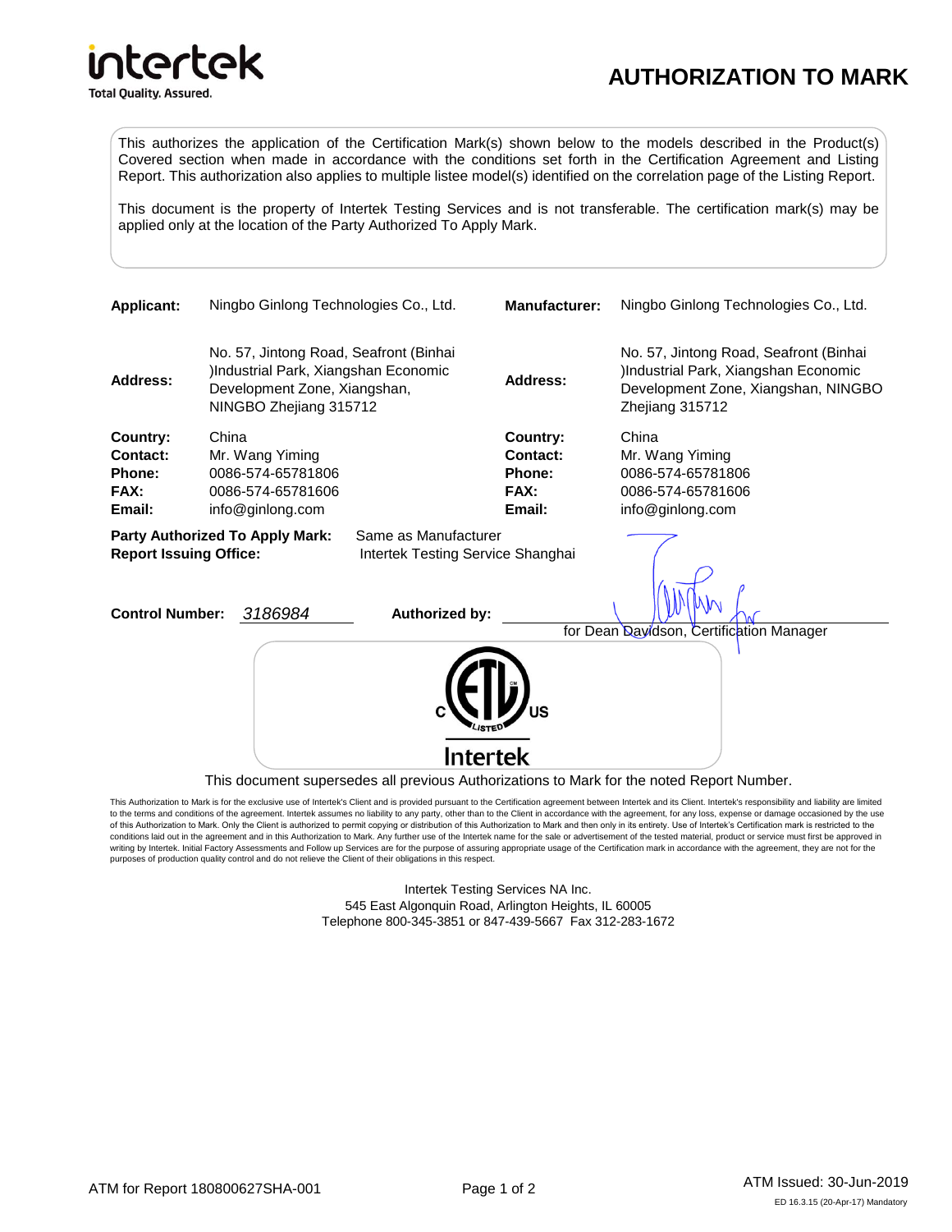intertek
Total Quality. Assured.

# AUTHORIZATION TO MARK

This authorizes the application of the Certification Mark(s) shown below to the models described in the Product(s) Covered section when made in accordance with the conditions set forth in the Certification Agreement and Listing Report. This authorization also applies to multiple listee model(s) identified on the correlation page of the Listing Report.

This document is the property of Intertek Testing Services and is not transferable. The certification mark(s) may be applied only at the location of the Party Authorized To Apply Mark.

| | | | |
|---|---|---|---|
| **Applicant:** | Ningbo Ginlong Technologies Co., Ltd. | **Manufacturer:** | Ningbo Ginlong Technologies Co., Ltd. |
| **Address:** | No. 57, Jintong Road, Seafront (Binhai )Industrial Park, Xiangshan Economic Development Zone, Xiangshan, NINGBO Zhejiang 315712 | **Address:** | No. 57, Jintong Road, Seafront (Binhai )Industrial Park, Xiangshan Economic Development Zone, Xiangshan, NINGBO Zhejiang 315712 |
| **Country:** | China | **Country:** | China |
| **Contact:** | Mr. Wang Yiming | **Contact:** | Mr. Wang Yiming |
| **Phone:** | 0086-574-65781806 | **Phone:** | 0086-574-65781806 |
| **FAX:** | 0086-574-65781606 | **FAX:** | 0086-574-65781606 |
| **Email:** | info@ginlong.com | **Email:** | info@ginlong.com |

**Party Authorized To Apply Mark:** Same as Manufacturer
**Report Issuing Office:** Intertek Testing Service Shanghai

**Control Number:** *3186984* **Authorized by:** for Dean Davidson, Certification Manager

C ETL US LISTED
Intertek

This document supersedes all previous Authorizations to Mark for the noted Report Number.

This Authorization to Mark is for the exclusive use of Intertek's Client and is provided pursuant to the Certification agreement between Intertek and its Client. Intertek's responsibility and liability are limited to the terms and conditions of the agreement. Intertek assumes no liability to any party, other than to the Client in accordance with the agreement, for any loss, expense or damage occasioned by the use of this Authorization to Mark. Only the Client is authorized to permit copying or distribution of this Authorization to Mark and then only in its entirety. Use of Intertek's Certification mark is restricted to the conditions laid out in the agreement and in this Authorization to Mark. Any further use of the Intertek name for the sale or advertisement of the tested material, product or service must first be approved in writing by Intertek. Initial Factory Assessments and Follow up Services are for the purpose of assuring appropriate usage of the Certification mark in accordance with the agreement, they are not for the purposes of production quality control and do not relieve the Client of their obligations in this respect.

Intertek Testing Services NA Inc.
545 East Algonquin Road, Arlington Heights, IL 60005
Telephone 800-345-3851 or 847-439-5667 Fax 312-283-1672

ATM for Report 180800627SHA-001

ATM Issued: 30-Jun-2019

ED 16.3.15 (20-Apr-17) Mandatory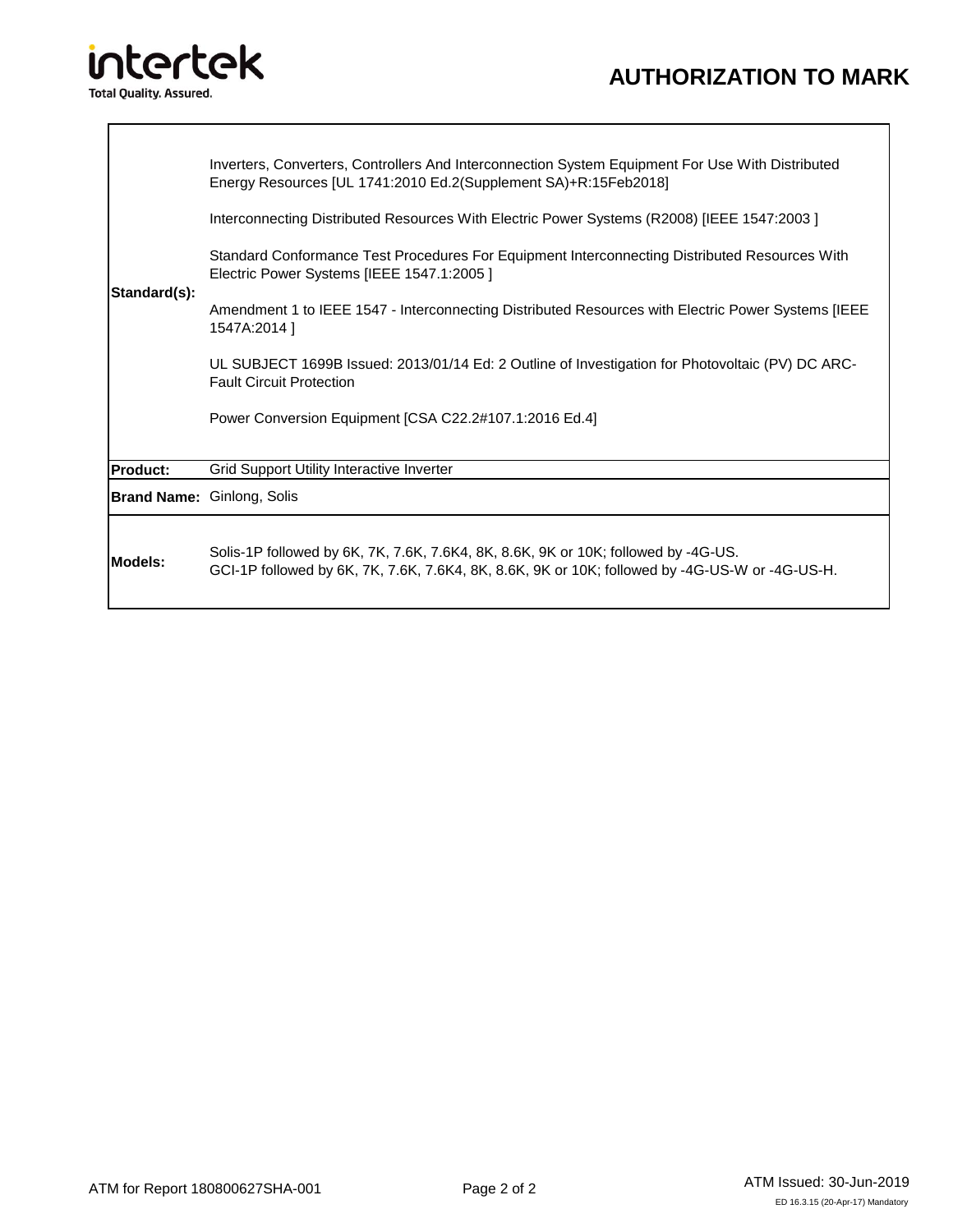# AUTHORIZATION TO MARK

| | |
|---|---|
| **Standard(s):** | Inverters, Converters, Controllers And Interconnection System Equipment For Use With Distributed Energy Resources [UL 1741:2010 Ed.2(Supplement SA)+R:15Feb2018]<br><br>Interconnecting Distributed Resources With Electric Power Systems (R2008) [IEEE 1547:2003 ]<br><br>Standard Conformance Test Procedures For Equipment Interconnecting Distributed Resources With Electric Power Systems [IEEE 1547.1:2005 ]<br><br>Amendment 1 to IEEE 1547 - Interconnecting Distributed Resources with Electric Power Systems [IEEE 1547A:2014 ]<br><br>UL SUBJECT 1699B Issued: 2013/01/14 Ed: 2 Outline of Investigation for Photovoltaic (PV) DC ARC-Fault Circuit Protection<br><br>Power Conversion Equipment [CSA C22.2#107.1:2016 Ed.4] |
| **Product:** | Grid Support Utility Interactive Inverter |
| **Brand Name:** | Ginlong, Solis |
| **Models:** | Solis-1P followed by 6K, 7K, 7.6K, 7.6K4, 8K, 8.6K, 9K or 10K; followed by -4G-US.<br>GCI-1P followed by 6K, 7K, 7.6K, 7.6K4, 8K, 8.6K, 9K or 10K; followed by -4G-US-W or -4G-US-H. |

ATM for Report 180800627SHA-001

ATM Issued: 30-Jun-2019

ED 16.3.15 (20-Apr-17) Mandatory